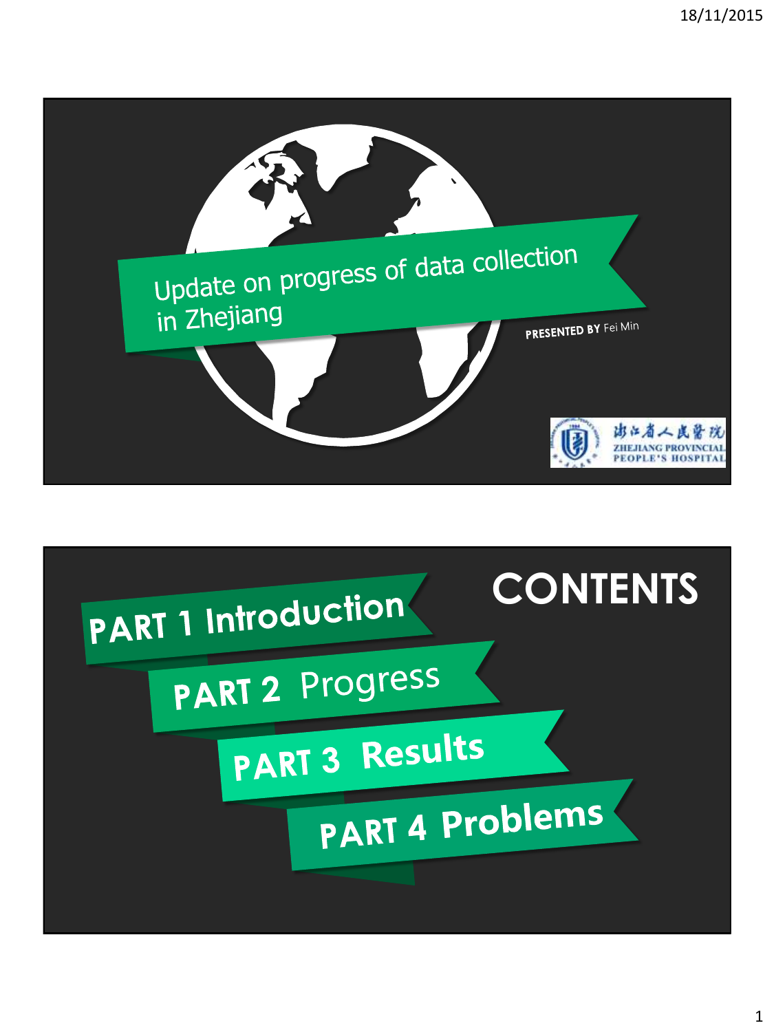# Update on progress of data collection in Zhejiang

**PRESENTED BY** Fei Min

浙江省人民医院
ZHEJIANG PROVINCIAL PEOPLE'S HOSPITAL

## CONTENTS

- PART 1 Introduction
- PART 2 Progress
- PART 3 Results
- PART 4 Problems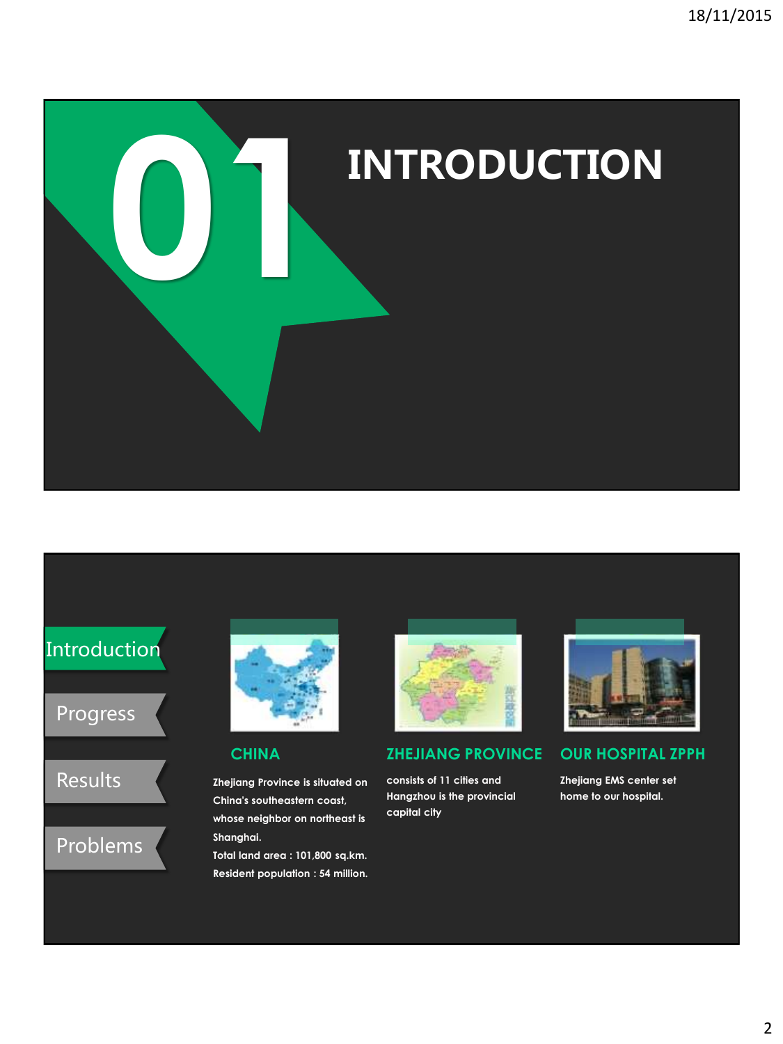# 01 INTRODUCTION

Introduction

Progress

Results

Problems

## CHINA

Zhejiang Province is situated on China's southeastern coast, whose neighbor on northeast is Shanghai.
Total land area : 101,800 sq.km.
Resident population : 54 million.

## ZHEJIANG PROVINCE

consists of 11 cities and Hangzhou is the provincial capital city

## OUR HOSPITAL ZPPH

Zhejiang EMS center set home to our hospital.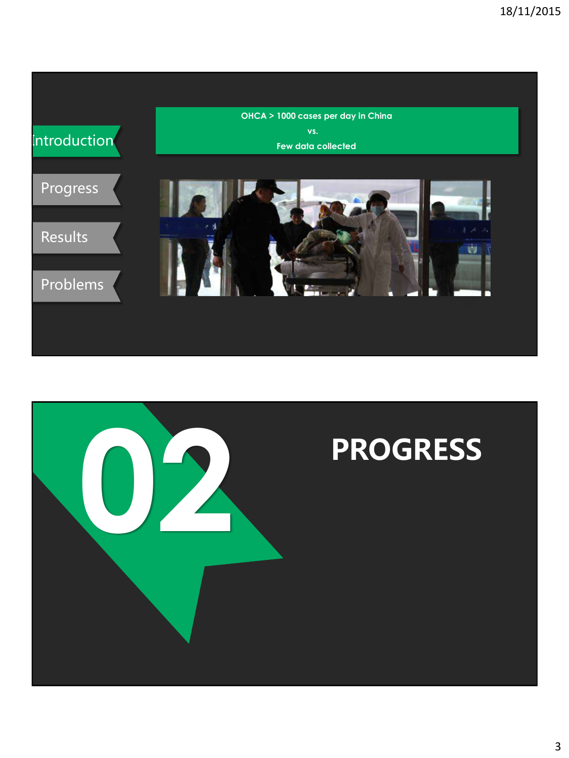Introduction

Progress

Results

Problems

OHCA > 1000 cases per day in China

vs.

Few data collected

# 02 PROGRESS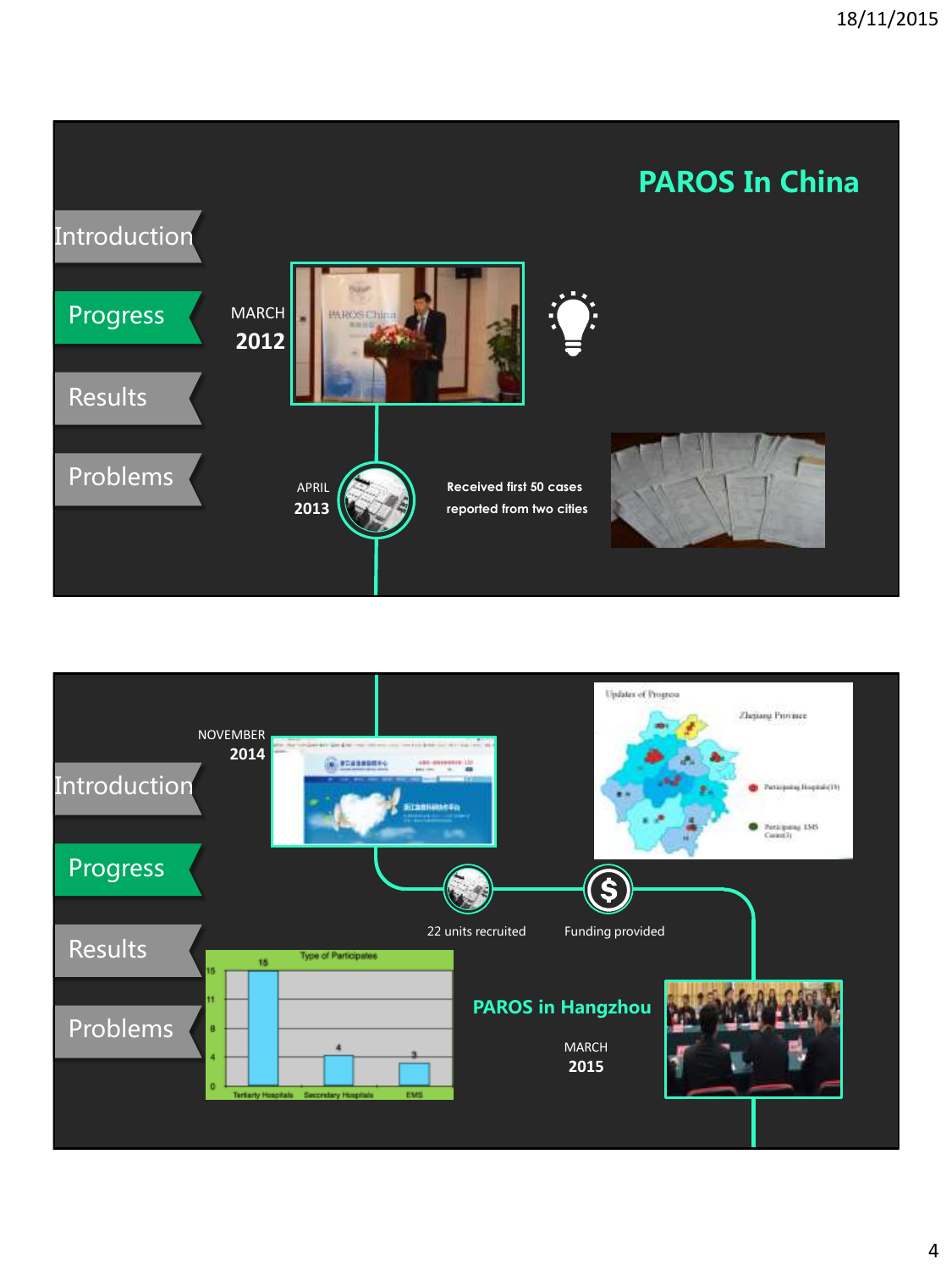## PAROS In China

- Introduction
- Progress
- Results
- Problems

MARCH **2012**

APRIL **2013**

**Received first 50 cases reported from two cities**

---

- Introduction
- Progress
- Results
- Problems

NOVEMBER **2014**

22 units recruited

Funding provided

Updates of Progress — Zhejiang Province

- Participating Hospitals(19)
- Participating EMS Center(3)

Type of Participates

| Tertiary Hospitals | Secondary Hospitals | EMS |
|---|---|---|
| 15 | 4 | 3 |

**PAROS in Hangzhou**

MARCH **2015**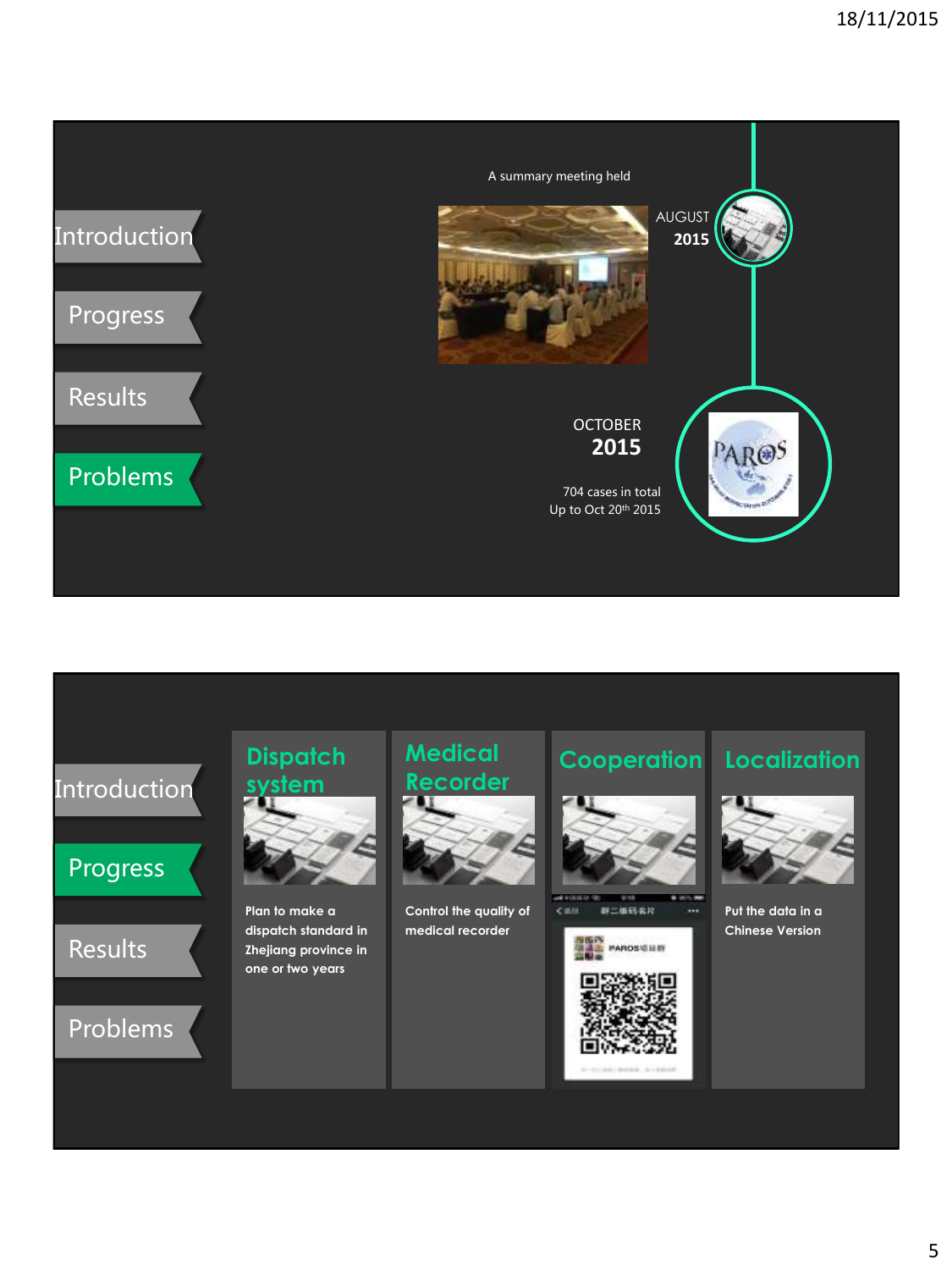Introduction

Progress

Results

**Problems**

A summary meeting held

AUGUST **2015**

OCTOBER **2015**

704 cases in total
Up to Oct 20th 2015

---

Introduction

**Progress**

Results

Problems

## Dispatch system

Plan to make a dispatch standard in Zhejiang province in one or two years

## Medical Recorder

Control the quality of medical recorder

## Cooperation

## Localization

Put the data in a Chinese Version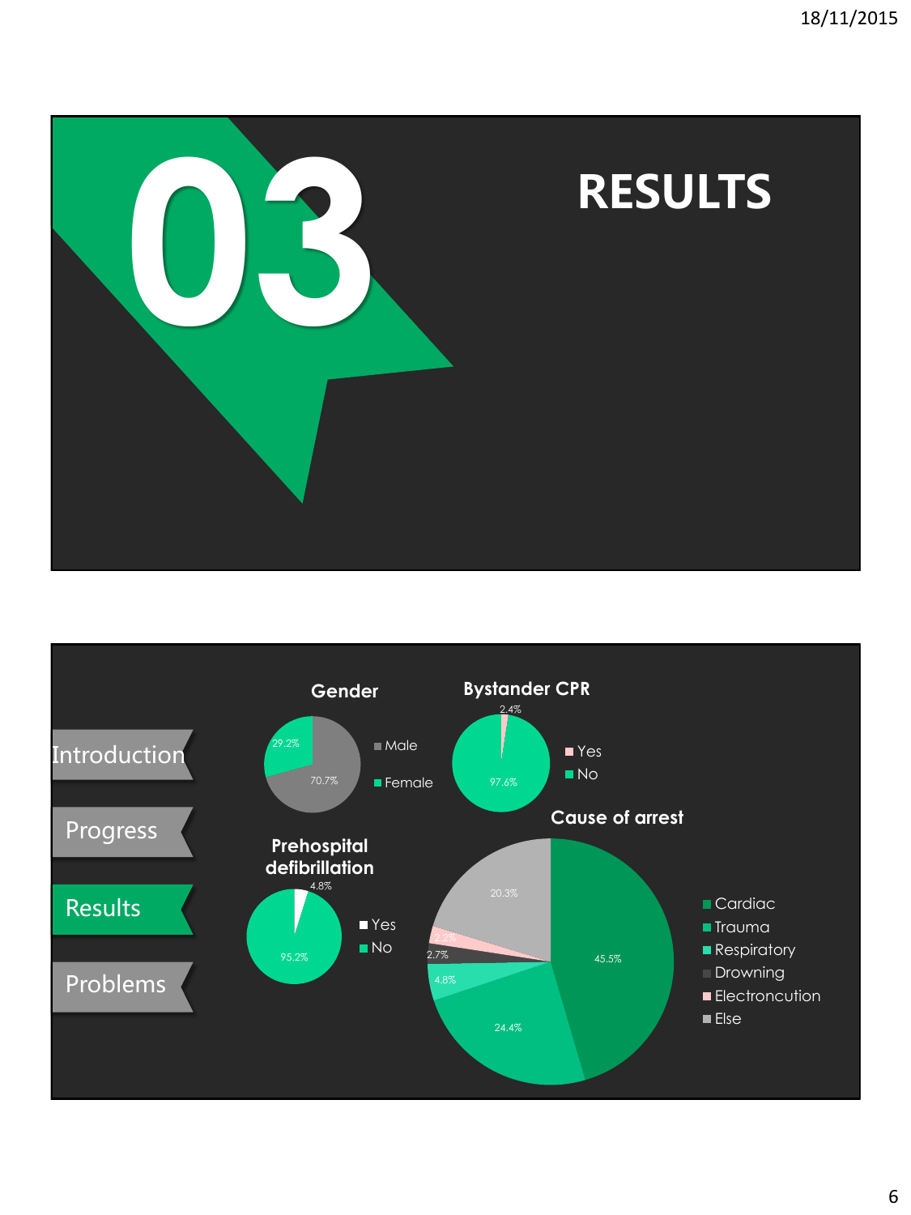# 03 RESULTS

---

- Introduction
- Progress
- Results
- Problems

### Gender

| Category | Percentage |
| --- | --- |
| Male | 70.7% |
| Female | 29.2% |

### Bystander CPR

| Category | Percentage |
| --- | --- |
| Yes | 2.4% |
| No | 97.6% |

### Prehospital defibrillation

| Category | Percentage |
| --- | --- |
| Yes | 4.8% |
| No | 95.2% |

### Cause of arrest

| Category | Percentage |
| --- | --- |
| Cardiac | 45.5% |
| Trauma | 24.4% |
| Respiratory | 4.8% |
| Drowning | 2.7% |
| Electroncution | 2.2% |
| Else | 20.3% |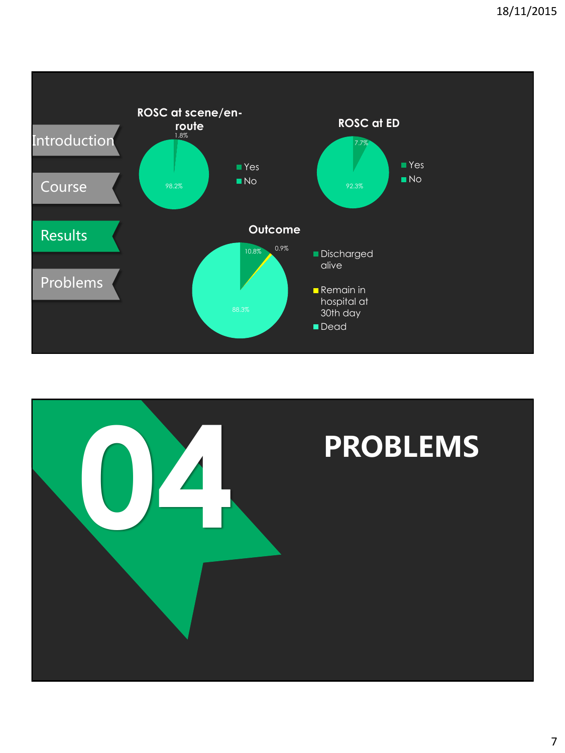Introduction

Course

Results

Problems

## ROSC at scene/en-route

- Yes: 1.8%
- No: 98.2%

## ROSC at ED

- Yes: 7.7%
- No: 92.3%

## Outcome

- Discharged alive: 10.8%
- Remain in hospital at 30th day: 0.9%
- Dead: 88.3%

# 04 PROBLEMS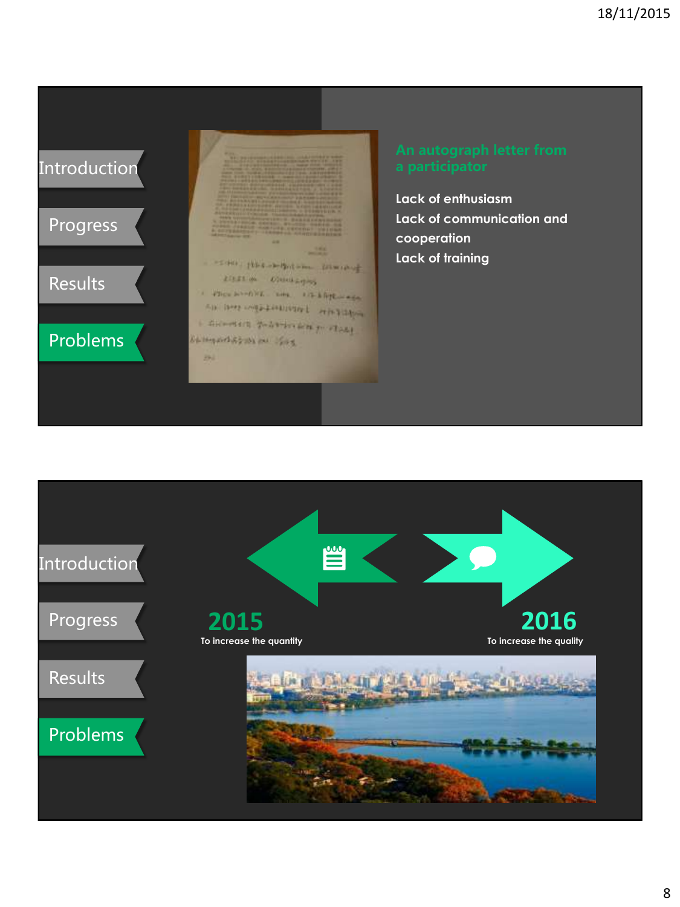Introduction

Progress

Results

Problems

## An autograph letter from a participator

Lack of enthusiasm

Lack of communication and cooperation

Lack of training

---

Introduction

Progress

Results

Problems

**2015**

To increase the quantity

**2016**

To increase the quality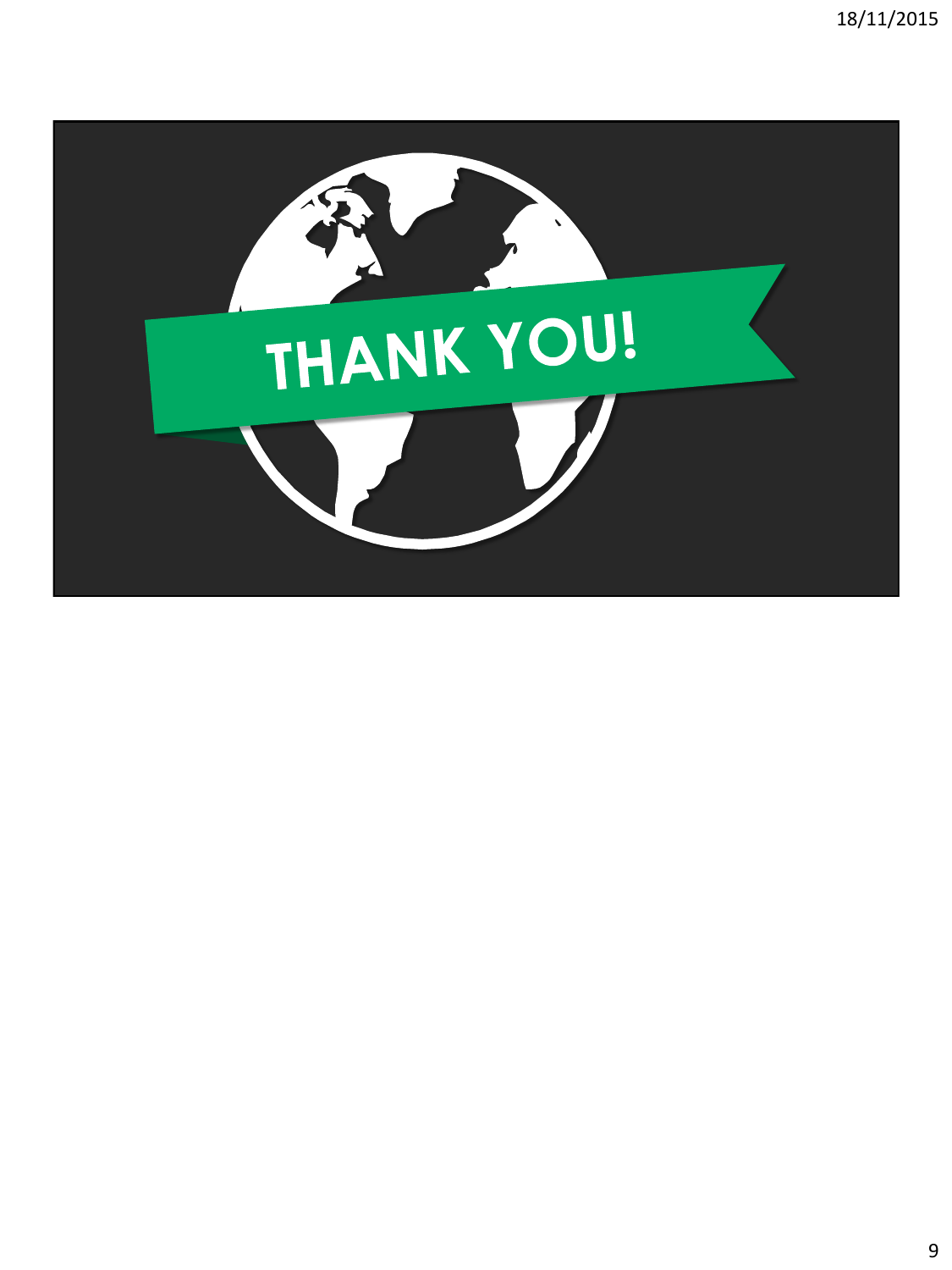# THANK YOU!